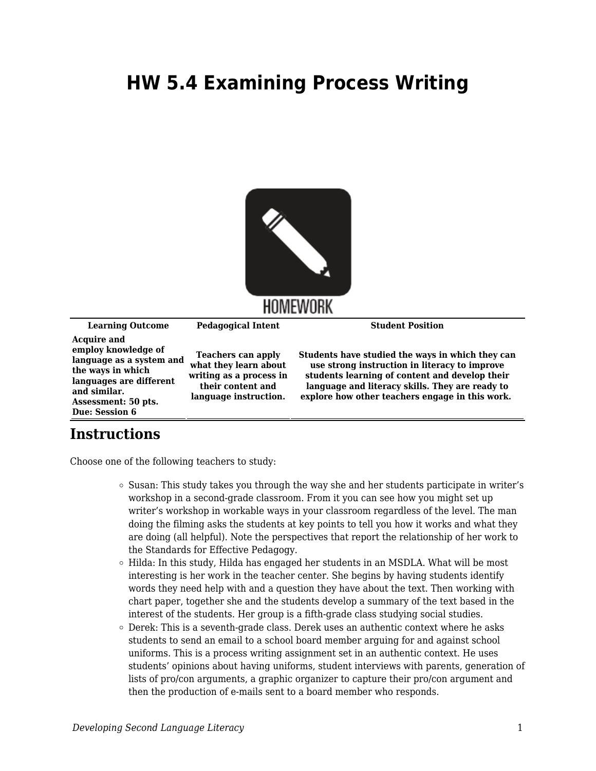# HW 5.4 Examining Process Writing

| Learning Outcome | Pedagogical Intent | Student Position |
| --- | --- | --- |
| **Acquire and employ knowledge of language as a system and the ways in which languages are different and similar. Assessment: 50 pts. Due: Session 6** | **Teachers can apply what they learn about writing as a process in their content and language instruction.** | **Students have studied the ways in which they can use strong instruction in literacy to improve students learning of content and develop their language and literacy skills. They are ready to explore how other teachers engage in this work.** |

## Instructions

Choose one of the following teachers to study:

- Susan: This study takes you through the way she and her students participate in writer's workshop in a second-grade classroom. From it you can see how you might set up writer's workshop in workable ways in your classroom regardless of the level. The man doing the filming asks the students at key points to tell you how it works and what they are doing (all helpful). Note the perspectives that report the relationship of her work to the Standards for Effective Pedagogy.
- Hilda: In this study, Hilda has engaged her students in an MSDLA. What will be most interesting is her work in the teacher center. She begins by having students identify words they need help with and a question they have about the text. Then working with chart paper, together she and the students develop a summary of the text based in the interest of the students. Her group is a fifth-grade class studying social studies.
- Derek: This is a seventh-grade class. Derek uses an authentic context where he asks students to send an email to a school board member arguing for and against school uniforms. This is a process writing assignment set in an authentic context. He uses students' opinions about having uniforms, student interviews with parents, generation of lists of pro/con arguments, a graphic organizer to capture their pro/con argument and then the production of e-mails sent to a board member who responds.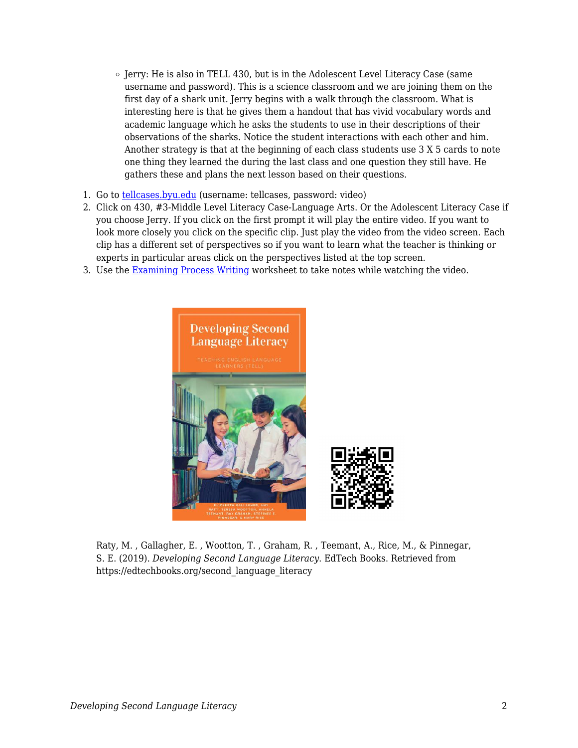- Jerry: He is also in TELL 430, but is in the Adolescent Level Literacy Case (same username and password). This is a science classroom and we are joining them on the first day of a shark unit. Jerry begins with a walk through the classroom. What is interesting here is that he gives them a handout that has vivid vocabulary words and academic language which he asks the students to use in their descriptions of their observations of the sharks. Notice the student interactions with each other and him. Another strategy is that at the beginning of each class students use 3 X 5 cards to note one thing they learned the during the last class and one question they still have. He gathers these and plans the next lesson based on their questions.

1. Go to [tellcases.byu.edu](tellcases.byu.edu) (username: tellcases, password: video)
2. Click on 430, #3-Middle Level Literacy Case-Language Arts. Or the Adolescent Literacy Case if you choose Jerry. If you click on the first prompt it will play the entire video. If you want to look more closely you click on the specific clip. Just play the video from the video screen. Each clip has a different set of perspectives so if you want to learn what the teacher is thinking or experts in particular areas click on the perspectives listed at the top screen.
3. Use the Examining Process Writing worksheet to take notes while watching the video.

Raty, M. , Gallagher, E. , Wootton, T. , Graham, R. , Teemant, A., Rice, M., & Pinnegar, S. E. (2019). *Developing Second Language Literacy*. EdTech Books. Retrieved from https://edtechbooks.org/second_language_literacy